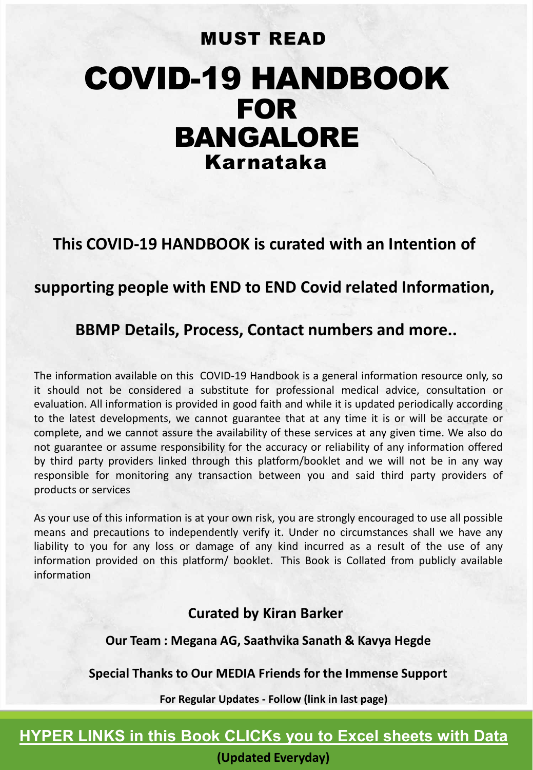## MUST READ

# COVID-19 HANDBOOK FOR BANGALORE

## Karnataka

**This COVID-19 HANDBOOK is curated with an Intention of supporting people with END to END Covid related Information, BBMP Details, Process, Contact numbers and more..**

The information available on this COVID-19 Handbook is a general information resource only, so it should not be considered a substitute for professional medical advice, consultation or evaluation. All information is provided in good faith and while it is updated periodically according to the latest developments, we cannot guarantee that at any time it is or will be accurate or complete, and we cannot assure the availability of these services at any given time. We also do not guarantee or assume responsibility for the accuracy or reliability of any information offered by third party providers linked through this platform/booklet and we will not be in any way responsible for monitoring any transaction between you and said third party providers of products or services

As your use of this information is at your own risk, you are strongly encouraged to use all possible means and precautions to independently verify it. Under no circumstances shall we have any liability to you for any loss or damage of any kind incurred as a result of the use of any information provided on this platform/ booklet. This Book is Collated from publicly available information

**Curated by Kiran Barker**

**Our Team : Megana AG, Saathvika Sanath & Kavya Hegde**

**Special Thanks to Our MEDIA Friends for the Immense Support**

**For Regular Updates - Follow (link in last page)**

**HYPER LINKS in this Book CLICKs you to Excel sheets with Data**

**(Updated Everyday)**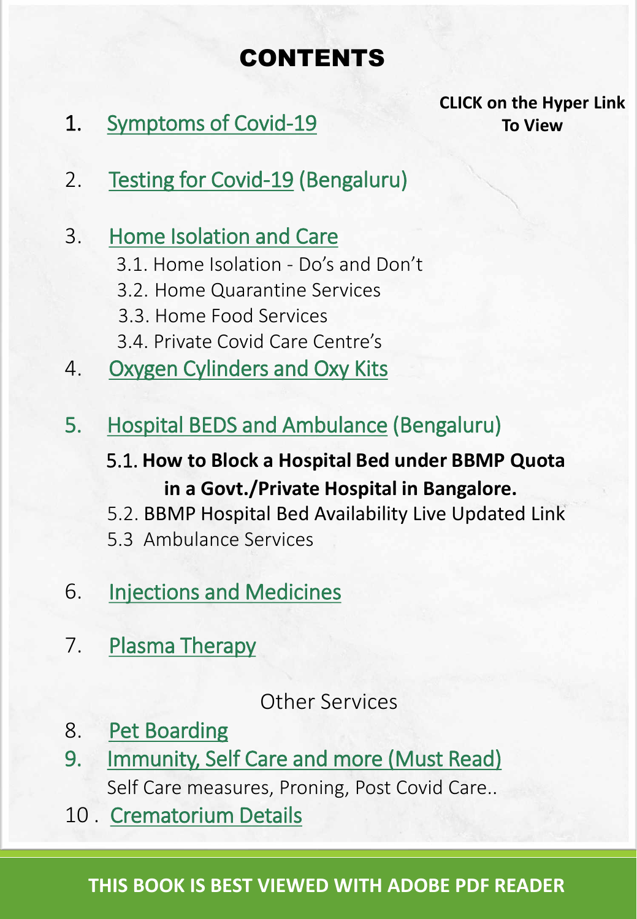# CONTENTS

**CLICK on the Hyper Link To View**

1. Symptoms of Covid-19

2. Testing for Covid-19 (Bengaluru)

3. Home Isolation and Care
   - 3.1. Home Isolation - Do's and Don't
   - 3.2. Home Quarantine Services
   - 3.3. Home Food Services
   - 3.4. Private Covid Care Centre's

4. Oxygen Cylinders and Oxy Kits

5. Hospital BEDS and Ambulance (Bengaluru)
   - 5.1. **How to Block a Hospital Bed under BBMP Quota in a Govt./Private Hospital in Bangalore.**
   - 5.2. BBMP Hospital Bed Availability Live Updated Link
   - 5.3 Ambulance Services

6. Injections and Medicines

7. Plasma Therapy

Other Services

8. Pet Boarding

9. Immunity, Self Care and more (Must Read)
   Self Care measures, Proning, Post Covid Care..

10. Crematorium Details

**THIS BOOK IS BEST VIEWED WITH ADOBE PDF READER**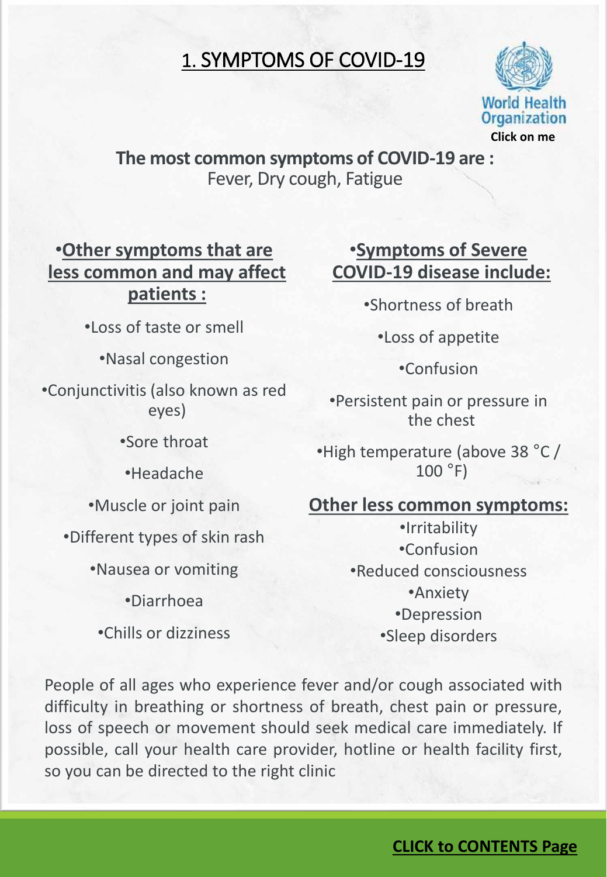# 1. SYMPTOMS OF COVID-19

World Health Organization
**Click on me**

**The most common symptoms of COVID-19 are :**
Fever, Dry cough, Fatigue

### •Other symptoms that are less common and may affect patients :

- •Loss of taste or smell
- •Nasal congestion
- •Conjunctivitis (also known as red eyes)
- •Sore throat
- •Headache
- •Muscle or joint pain
- •Different types of skin rash
- •Nausea or vomiting
- •Diarrhoea
- •Chills or dizziness

### •Symptoms of Severe COVID-19 disease include:

- •Shortness of breath
- •Loss of appetite
- •Confusion
- •Persistent pain or pressure in the chest
- •High temperature (above 38 °C / 100 °F)

### Other less common symptoms:

- •Irritability
- •Confusion
- •Reduced consciousness
- •Anxiety
- •Depression
- •Sleep disorders

People of all ages who experience fever and/or cough associated with difficulty in breathing or shortness of breath, chest pain or pressure, loss of speech or movement should seek medical care immediately. If possible, call your health care provider, hotline or health facility first, so you can be directed to the right clinic

**CLICK to CONTENTS Page**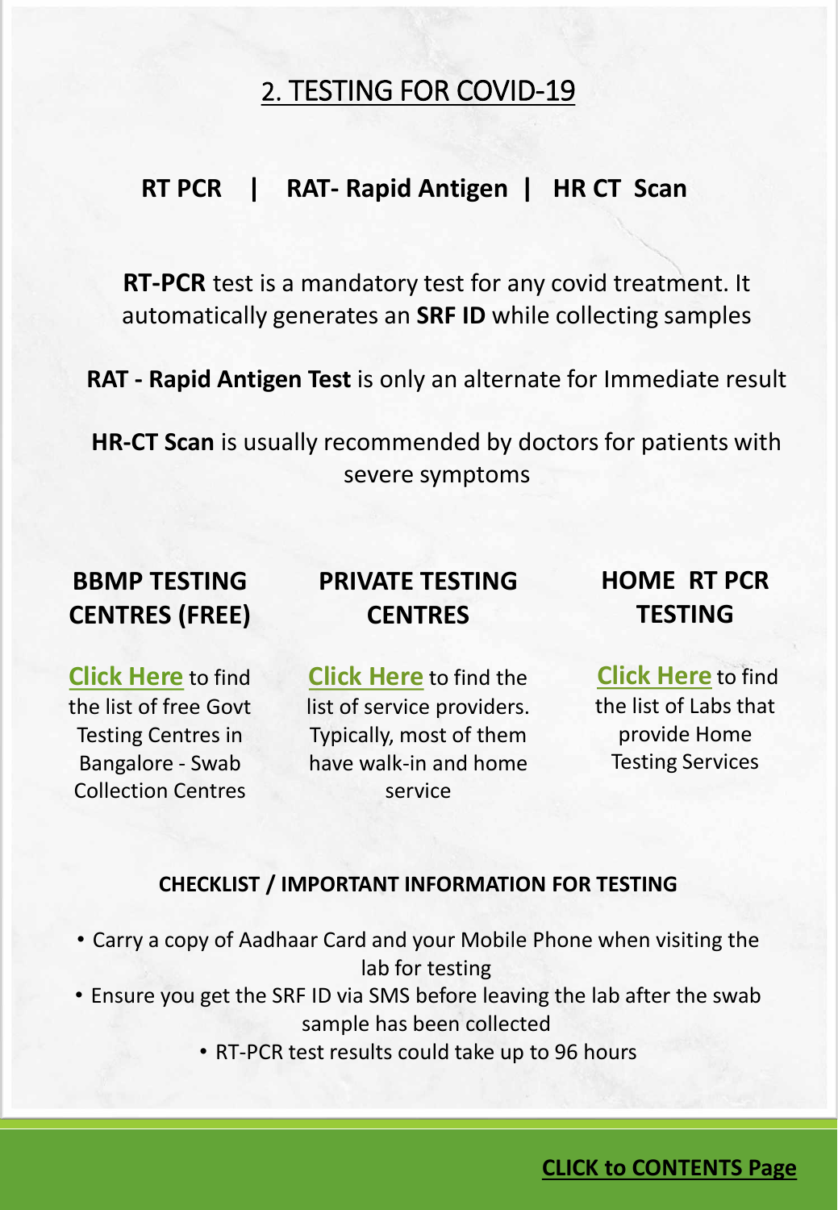## 2. TESTING FOR COVID-19

**RT PCR | RAT- Rapid Antigen | HR CT Scan**

**RT-PCR** test is a mandatory test for any covid treatment. It automatically generates an **SRF ID** while collecting samples

**RAT - Rapid Antigen Test** is only an alternate for Immediate result

**HR-CT Scan** is usually recommended by doctors for patients with severe symptoms

### BBMP TESTING CENTRES (FREE)

**Click Here** to find the list of free Govt Testing Centres in Bangalore - Swab Collection Centres

### PRIVATE TESTING CENTRES

**Click Here** to find the list of service providers. Typically, most of them have walk-in and home service

### HOME RT PCR TESTING

**Click Here** to find the list of Labs that provide Home Testing Services

### CHECKLIST / IMPORTANT INFORMATION FOR TESTING

- Carry a copy of Aadhaar Card and your Mobile Phone when visiting the lab for testing
- Ensure you get the SRF ID via SMS before leaving the lab after the swab sample has been collected
- RT-PCR test results could take up to 96 hours

**CLICK to CONTENTS Page**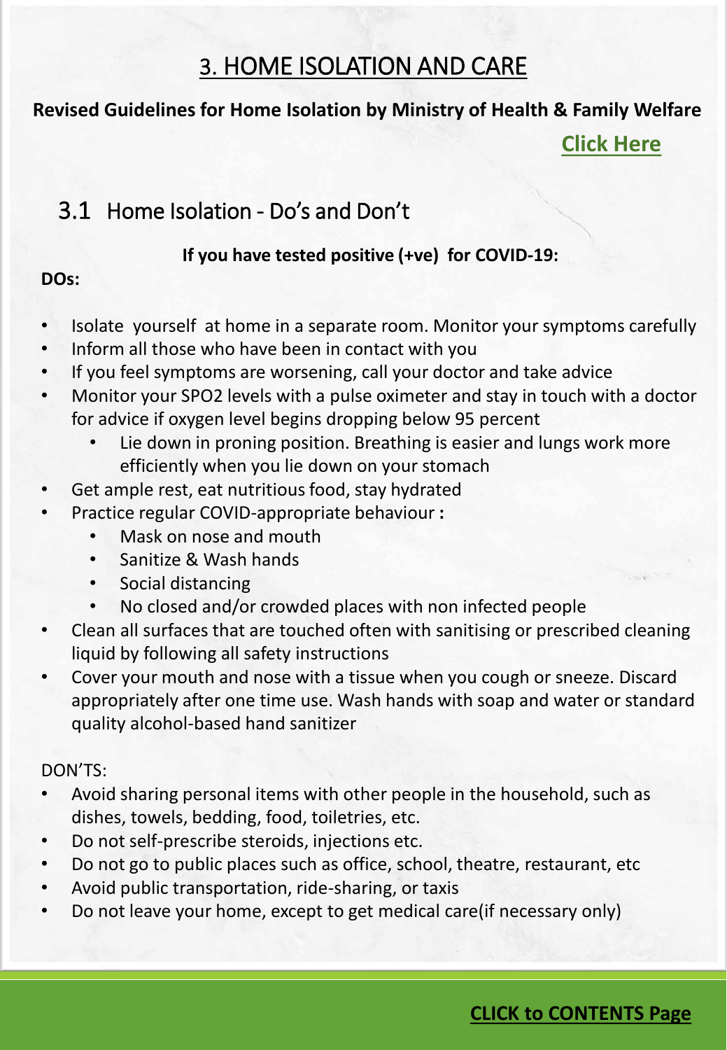# 3. HOME ISOLATION AND CARE

**Revised Guidelines for Home Isolation by Ministry of Health & Family Welfare**

**Click Here**

## 3.1 Home Isolation - Do's and Don't

**If you have tested positive (+ve) for COVID-19:**

**DOs:**

- Isolate yourself at home in a separate room. Monitor your symptoms carefully
- Inform all those who have been in contact with you
- If you feel symptoms are worsening, call your doctor and take advice
- Monitor your SPO2 levels with a pulse oximeter and stay in touch with a doctor for advice if oxygen level begins dropping below 95 percent
  - Lie down in proning position. Breathing is easier and lungs work more efficiently when you lie down on your stomach
- Get ample rest, eat nutritious food, stay hydrated
- Practice regular COVID-appropriate behaviour **:**
  - Mask on nose and mouth
  - Sanitize & Wash hands
  - Social distancing
  - No closed and/or crowded places with non infected people
- Clean all surfaces that are touched often with sanitising or prescribed cleaning liquid by following all safety instructions
- Cover your mouth and nose with a tissue when you cough or sneeze. Discard appropriately after one time use. Wash hands with soap and water or standard quality alcohol-based hand sanitizer

DON'TS:

- Avoid sharing personal items with other people in the household, such as dishes, towels, bedding, food, toiletries, etc.
- Do not self-prescribe steroids, injections etc.
- Do not go to public places such as office, school, theatre, restaurant, etc
- Avoid public transportation, ride-sharing, or taxis
- Do not leave your home, except to get medical care(if necessary only)

**CLICK to CONTENTS Page**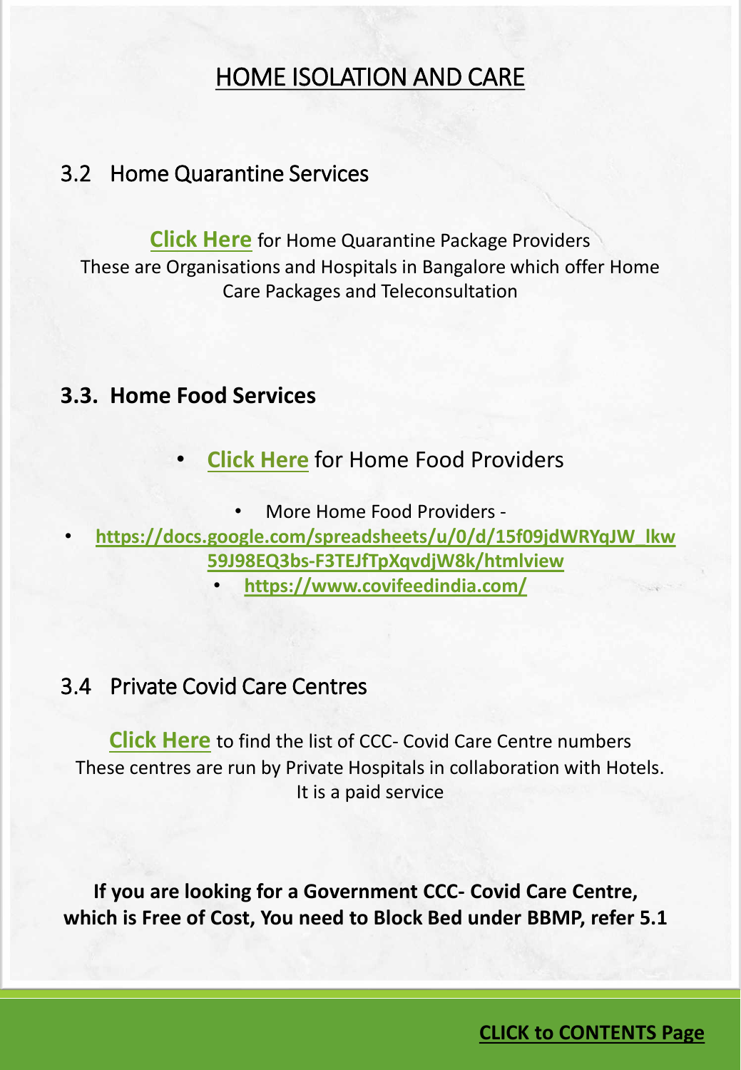# HOME ISOLATION AND CARE

## 3.2 Home Quarantine Services

**Click Here** for Home Quarantine Package Providers
These are Organisations and Hospitals in Bangalore which offer Home Care Packages and Teleconsultation

## 3.3. Home Food Services

- **Click Here** for Home Food Providers
- More Home Food Providers -
- **https://docs.google.com/spreadsheets/u/0/d/15f09jdWRYqJW_lkw59J98EQ3bs-F3TEJfTpXqvdjW8k/htmlview**
- **https://www.covifeedindia.com/**

## 3.4 Private Covid Care Centres

**Click Here** to find the list of CCC- Covid Care Centre numbers
These centres are run by Private Hospitals in collaboration with Hotels. It is a paid service

**If you are looking for a Government CCC- Covid Care Centre, which is Free of Cost, You need to Block Bed under BBMP, refer 5.1**

**CLICK to CONTENTS Page**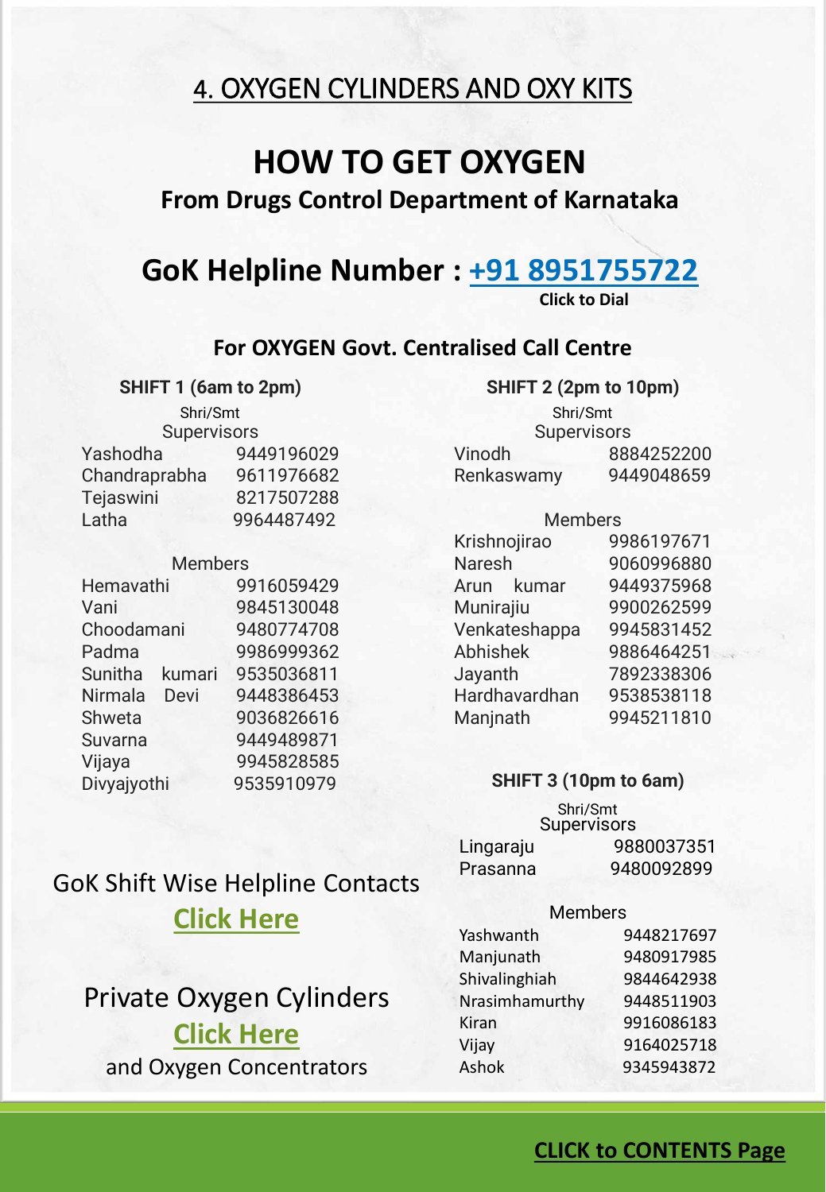# 4. OXYGEN CYLINDERS AND OXY KITS

## HOW TO GET OXYGEN

### From Drugs Control Department of Karnataka

## GoK Helpline Number : [+91 8951755722](tel:+918951755722)

**Click to Dial**

### For OXYGEN Govt. Centralised Call Centre

**SHIFT 1 (6am to 2pm)**

Shri/Smt

Supervisors

| Name | Number |
|---|---|
| Yashodha | 9449196029 |
| Chandraprabha | 9611976682 |
| Tejaswini | 8217507288 |
| Latha | 9964487492 |

Members

| Name | Number |
|---|---|
| Hemavathi | 9916059429 |
| Vani | 9845130048 |
| Choodamani | 9480774708 |
| Padma | 9986999362 |
| Sunitha kumari | 9535036811 |
| Nirmala Devi | 9448386453 |
| Shweta | 9036826616 |
| Suvarna | 9449489871 |
| Vijaya | 9945828585 |
| Divyajyothi | 9535910979 |

**SHIFT 2 (2pm to 10pm)**

Shri/Smt

Supervisors

| Name | Number |
|---|---|
| Vinodh | 8884252200 |
| Renkaswamy | 9449048659 |

Members

| Name | Number |
|---|---|
| Krishnojirao | 9986197671 |
| Naresh | 9060996880 |
| Arun kumar | 9449375968 |
| Munirajiu | 9900262599 |
| Venkateshappa | 9945831452 |
| Abhishek | 9886464251 |
| Jayanth | 7892338306 |
| Hardhavardhan | 9538538118 |
| Manjnath | 9945211810 |

**SHIFT 3 (10pm to 6am)**

Shri/Smt

Supervisors

| Name | Number |
|---|---|
| Lingaraju | 9880037351 |
| Prasanna | 9480092899 |

Members

| Name | Number |
|---|---|
| Yashwanth | 9448217697 |
| Manjunath | 9480917985 |
| Shivalinghiah | 9844642938 |
| Nrasimhamurthy | 9448511903 |
| Kiran | 9916086183 |
| Vijay | 9164025718 |
| Ashok | 9345943872 |

GoK Shift Wise Helpline Contacts

**Click Here**

Private Oxygen Cylinders

**Click Here**

and Oxygen Concentrators

**CLICK to CONTENTS Page**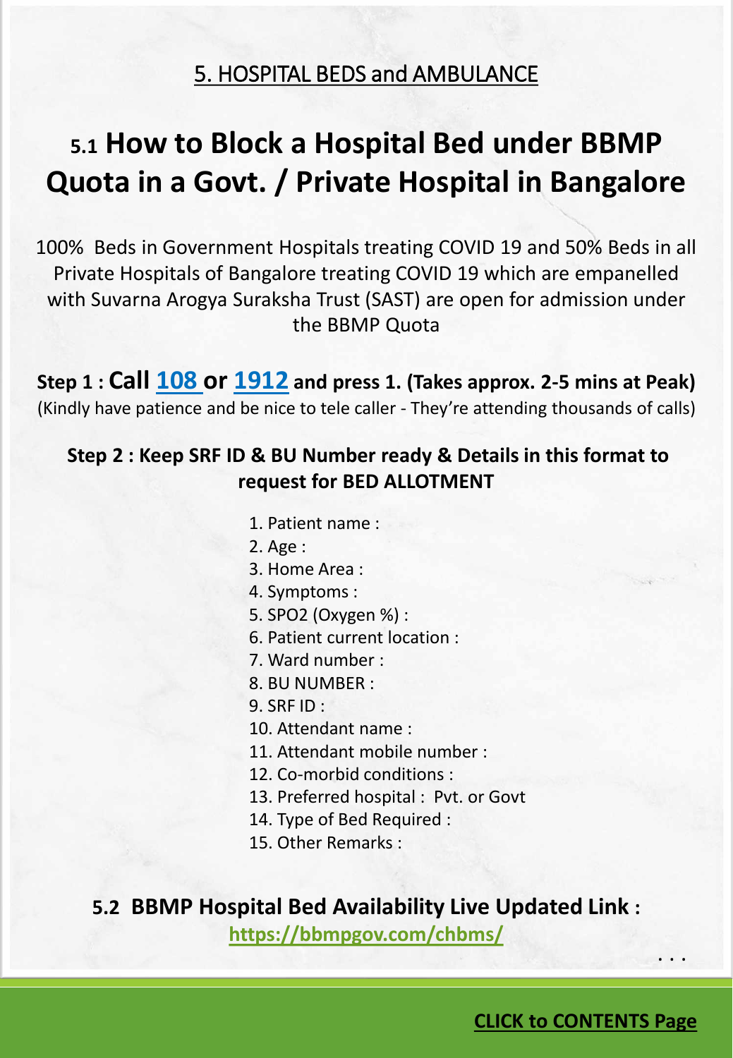## 5. HOSPITAL BEDS and AMBULANCE

# 5.1 How to Block a Hospital Bed under BBMP Quota in a Govt. / Private Hospital in Bangalore

100% Beds in Government Hospitals treating COVID 19 and 50% Beds in all Private Hospitals of Bangalore treating COVID 19 which are empanelled with Suvarna Arogya Suraksha Trust (SAST) are open for admission under the BBMP Quota

**Step 1 : Call 108 or 1912 and press 1. (Takes approx. 2-5 mins at Peak)**

(Kindly have patience and be nice to tele caller - They're attending thousands of calls)

**Step 2 : Keep SRF ID & BU Number ready & Details in this format to request for BED ALLOTMENT**

1. Patient name :
2. Age :
3. Home Area :
4. Symptoms :
5. SPO2 (Oxygen %) :
6. Patient current location :
7. Ward number :
8. BU NUMBER :
9. SRF ID :
10. Attendant name :
11. Attendant mobile number :
12. Co-morbid conditions :
13. Preferred hospital : Pvt. or Govt
14. Type of Bed Required :
15. Other Remarks :

## 5.2 BBMP Hospital Bed Availability Live Updated Link :

**https://bbmpgov.com/chbms/**

. . .

**CLICK to CONTENTS Page**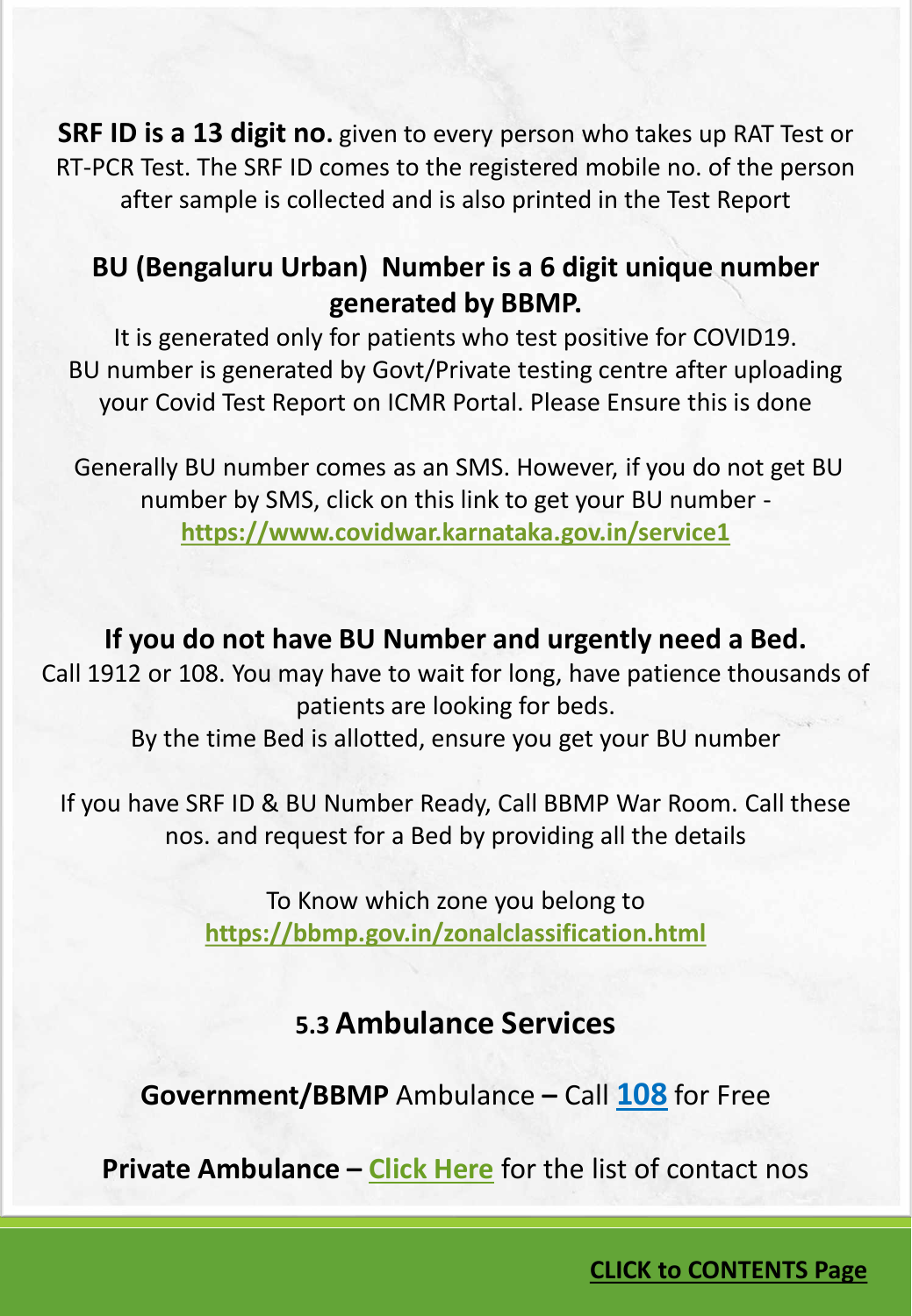**SRF ID is a 13 digit no.** given to every person who takes up RAT Test or RT-PCR Test. The SRF ID comes to the registered mobile no. of the person after sample is collected and is also printed in the Test Report

**BU (Bengaluru Urban) Number is a 6 digit unique number generated by BBMP.**

It is generated only for patients who test positive for COVID19. BU number is generated by Govt/Private testing centre after uploading your Covid Test Report on ICMR Portal. Please Ensure this is done

Generally BU number comes as an SMS. However, if you do not get BU number by SMS, click on this link to get your BU number - **https://www.covidwar.karnataka.gov.in/service1**

**If you do not have BU Number and urgently need a Bed.**

Call 1912 or 108. You may have to wait for long, have patience thousands of patients are looking for beds.

By the time Bed is allotted, ensure you get your BU number

If you have SRF ID & BU Number Ready, Call BBMP War Room. Call these nos. and request for a Bed by providing all the details

To Know which zone you belong to **https://bbmp.gov.in/zonalclassification.html**

## 5.3 Ambulance Services

**Government/BBMP** Ambulance **–** Call **108** for Free

**Private Ambulance – Click Here** for the list of contact nos

**CLICK to CONTENTS Page**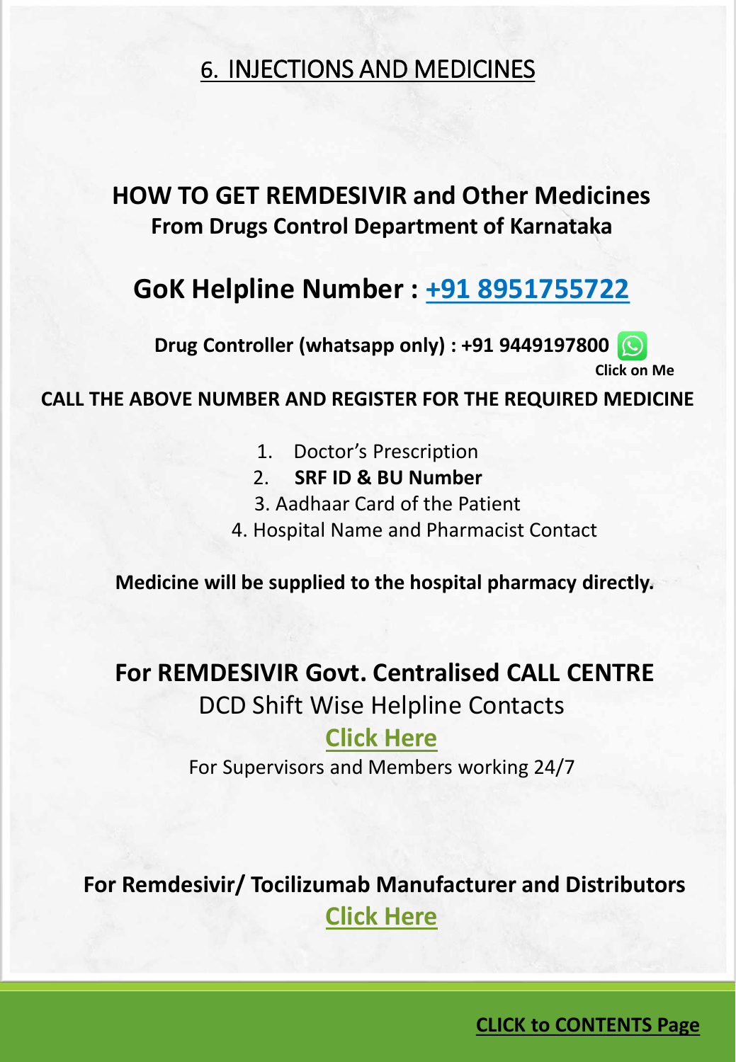# 6. INJECTIONS AND MEDICINES

## HOW TO GET REMDESIVIR and Other Medicines

**From Drugs Control Department of Karnataka**

## GoK Helpline Number : +91 8951755722

**Drug Controller (whatsapp only) : +91 9449197800**

**Click on Me**

**CALL THE ABOVE NUMBER AND REGISTER FOR THE REQUIRED MEDICINE**

1. Doctor's Prescription
2. **SRF ID & BU Number**
3. Aadhaar Card of the Patient
4. Hospital Name and Pharmacist Contact

**Medicine will be supplied to the hospital pharmacy directly.**

## For REMDESIVIR Govt. Centralised CALL CENTRE

DCD Shift Wise Helpline Contacts

**Click Here**

For Supervisors and Members working 24/7

**For Remdesivir/ Tocilizumab Manufacturer and Distributors**

**Click Here**

**CLICK to CONTENTS Page**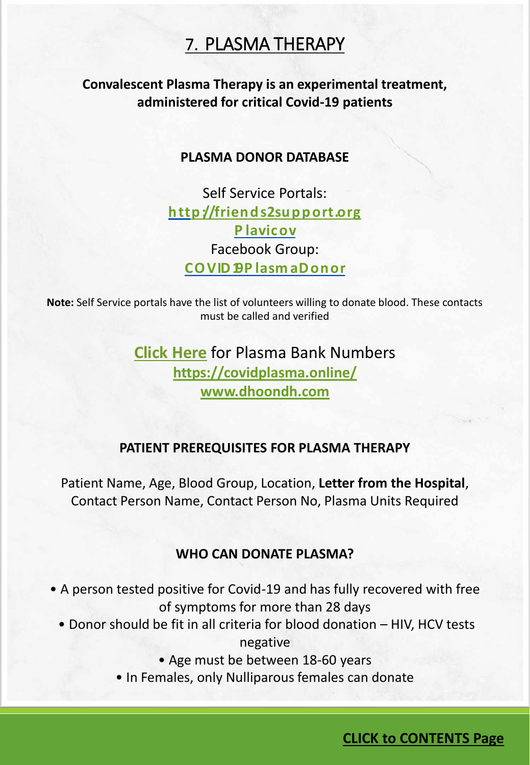# 7. PLASMA THERAPY

**Convalescent Plasma Therapy is an experimental treatment, administered for critical Covid-19 patients**

**PLASMA DONOR DATABASE**

Self Service Portals:

**http://friends2support.org**

**Plavicov**

Facebook Group:

**COVID19PlasmaDonor**

**Note:** Self Service portals have the list of volunteers willing to donate blood. These contacts must be called and verified

**Click Here** for Plasma Bank Numbers

**https://covidplasma.online/**

**www.dhoondh.com**

**PATIENT PREREQUISITES FOR PLASMA THERAPY**

Patient Name, Age, Blood Group, Location, **Letter from the Hospital**, Contact Person Name, Contact Person No, Plasma Units Required

**WHO CAN DONATE PLASMA?**

- A person tested positive for Covid-19 and has fully recovered with free of symptoms for more than 28 days
- Donor should be fit in all criteria for blood donation – HIV, HCV tests negative
- Age must be between 18-60 years
- In Females, only Nulliparous females can donate

**CLICK to CONTENTS Page**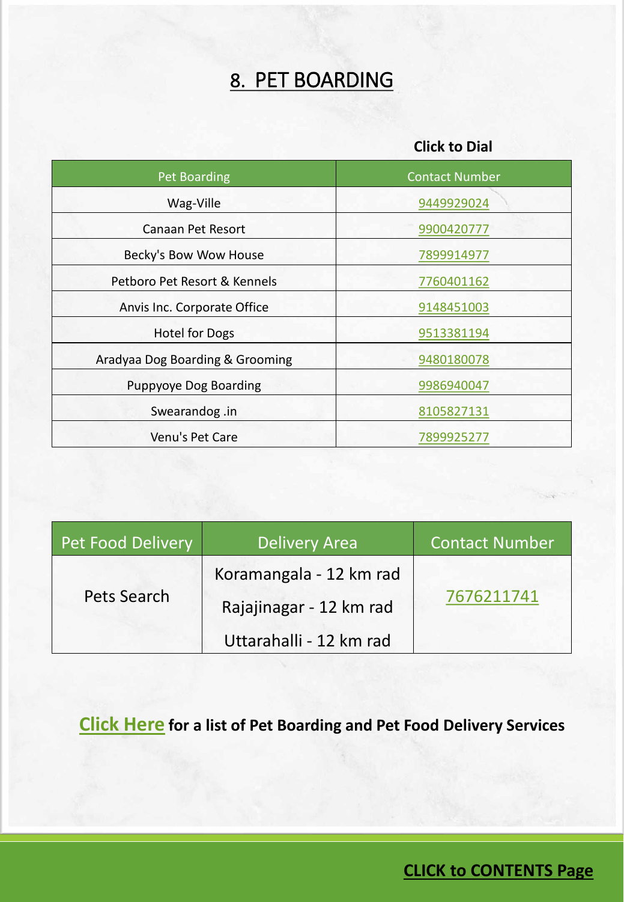# 8. PET BOARDING

**Click to Dial**

| Pet Boarding | Contact Number |
| --- | --- |
| Wag-Ville | 9449929024 |
| Canaan Pet Resort | 9900420777 |
| Becky's Bow Wow House | 7899914977 |
| Petboro Pet Resort & Kennels | 7760401162 |
| Anvis Inc. Corporate Office | 9148451003 |
| Hotel for Dogs | 9513381194 |
| Aradyaa Dog Boarding & Grooming | 9480180078 |
| Puppyoye Dog Boarding | 9986940047 |
| Swearandog .in | 8105827131 |
| Venu's Pet Care | 7899925277 |

| Pet Food Delivery | Delivery Area | Contact Number |
| --- | --- | --- |
| Pets Search | Koramangala - 12 km rad<br>Rajajinagar - 12 km rad<br>Uttarahalli - 12 km rad | 7676211741 |

**Click Here for a list of Pet Boarding and Pet Food Delivery Services**

**CLICK to CONTENTS Page**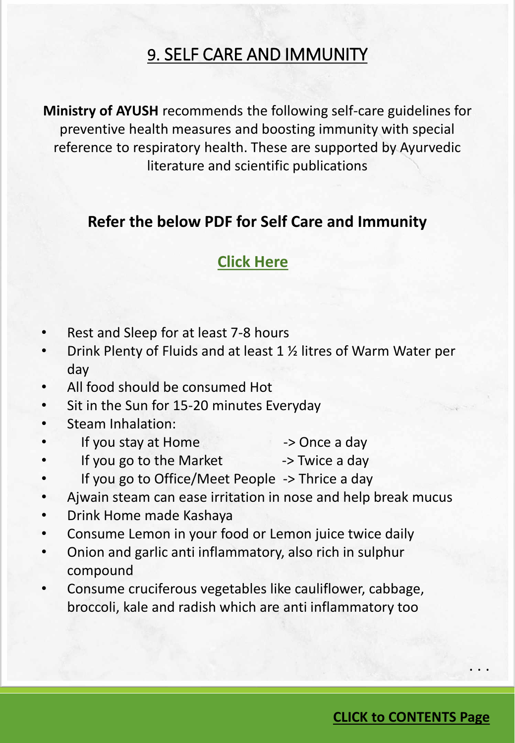# 9. SELF CARE AND IMMUNITY

**Ministry of AYUSH** recommends the following self-care guidelines for preventive health measures and boosting immunity with special reference to respiratory health. These are supported by Ayurvedic literature and scientific publications

**Refer the below PDF for Self Care and Immunity**

**Click Here**

- Rest and Sleep for at least 7-8 hours
- Drink Plenty of Fluids and at least 1 ½ litres of Warm Water per day
- All food should be consumed Hot
- Sit in the Sun for 15-20 minutes Everyday
- Steam Inhalation:
- If you stay at Home -> Once a day
- If you go to the Market -> Twice a day
- If you go to Office/Meet People -> Thrice a day
- Ajwain steam can ease irritation in nose and help break mucus
- Drink Home made Kashaya
- Consume Lemon in your food or Lemon juice twice daily
- Onion and garlic anti inflammatory, also rich in sulphur compound
- Consume cruciferous vegetables like cauliflower, cabbage, broccoli, kale and radish which are anti inflammatory too

. . .

**CLICK to CONTENTS Page**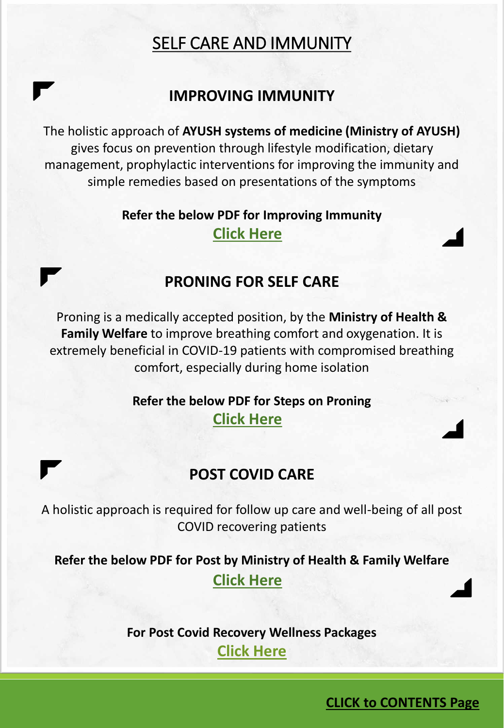# SELF CARE AND IMMUNITY

## IMPROVING IMMUNITY

The holistic approach of **AYUSH systems of medicine (Ministry of AYUSH)** gives focus on prevention through lifestyle modification, dietary management, prophylactic interventions for improving the immunity and simple remedies based on presentations of the symptoms

**Refer the below PDF for Improving Immunity**

**Click Here**

## PRONING FOR SELF CARE

Proning is a medically accepted position, by the **Ministry of Health & Family Welfare** to improve breathing comfort and oxygenation. It is extremely beneficial in COVID-19 patients with compromised breathing comfort, especially during home isolation

**Refer the below PDF for Steps on Proning**

**Click Here**

## POST COVID CARE

A holistic approach is required for follow up care and well-being of all post COVID recovering patients

**Refer the below PDF for Post by Ministry of Health & Family Welfare**

**Click Here**

**For Post Covid Recovery Wellness Packages**

**Click Here**

**CLICK to CONTENTS Page**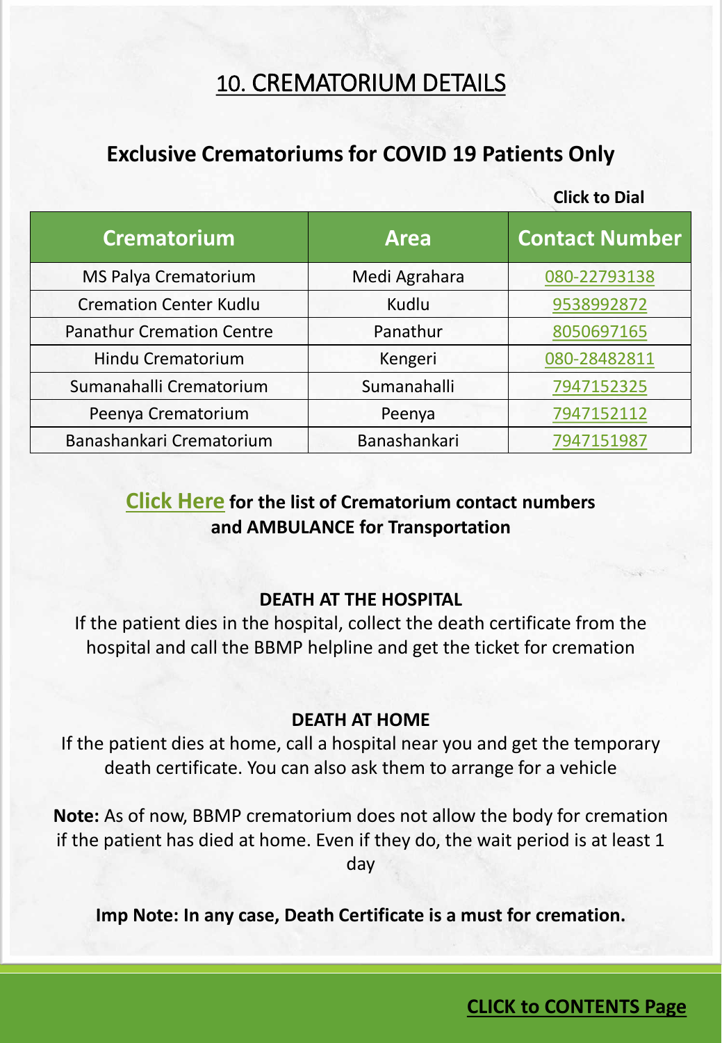# 10. CREMATORIUM DETAILS

## Exclusive Crematoriums for COVID 19 Patients Only

**Click to Dial**

| Crematorium | Area | Contact Number |
|---|---|---|
| MS Palya Crematorium | Medi Agrahara | 080-22793138 |
| Cremation Center Kudlu | Kudlu | 9538992872 |
| Panathur Cremation Centre | Panathur | 8050697165 |
| Hindu Crematorium | Kengeri | 080-28482811 |
| Sumanahalli Crematorium | Sumanahalli | 7947152325 |
| Peenya Crematorium | Peenya | 7947152112 |
| Banashankari Crematorium | Banashankari | 7947151987 |

**Click Here for the list of Crematorium contact numbers and AMBULANCE for Transportation**

**DEATH AT THE HOSPITAL**

If the patient dies in the hospital, collect the death certificate from the hospital and call the BBMP helpline and get the ticket for cremation

**DEATH AT HOME**

If the patient dies at home, call a hospital near you and get the temporary death certificate. You can also ask them to arrange for a vehicle

**Note:** As of now, BBMP crematorium does not allow the body for cremation if the patient has died at home. Even if they do, the wait period is at least 1 day

**Imp Note: In any case, Death Certificate is a must for cremation.**

**CLICK to CONTENTS Page**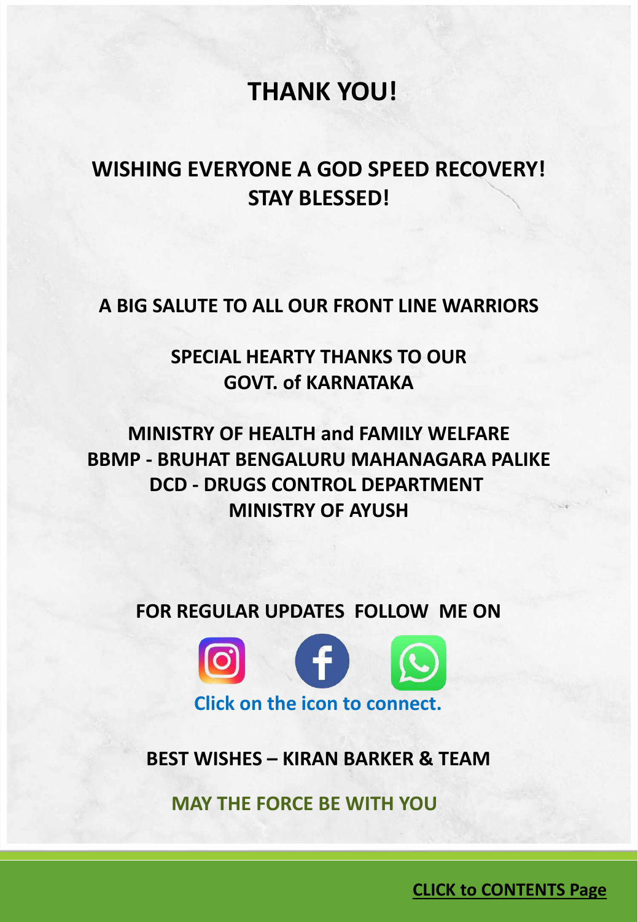# THANK YOU!

## WISHING EVERYONE A GOD SPEED RECOVERY!
## STAY BLESSED!

**A BIG SALUTE TO ALL OUR FRONT LINE WARRIORS**

**SPECIAL HEARTY THANKS TO OUR**
**GOVT. of KARNATAKA**

**MINISTRY OF HEALTH and FAMILY WELFARE**
**BBMP - BRUHAT BENGALURU MAHANAGARA PALIKE**
**DCD - DRUGS CONTROL DEPARTMENT**
**MINISTRY OF AYUSH**

**FOR REGULAR UPDATES FOLLOW ME ON**

**Click on the icon to connect.**

**BEST WISHES – KIRAN BARKER & TEAM**

**MAY THE FORCE BE WITH YOU**

**CLICK to CONTENTS Page**